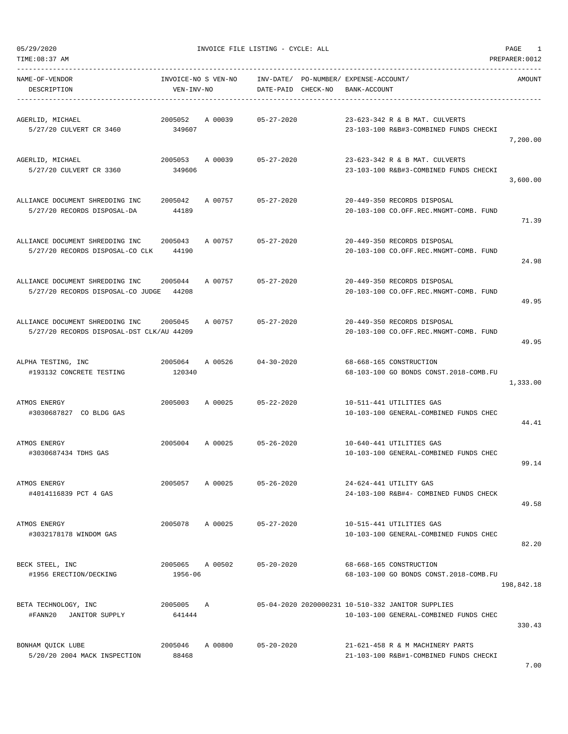# INVOICE FILE LISTING - CYCLE: ALL

05/29/2020
TIME:08:37 AM
PREPARER:0012

| NAME-OF-VENDOR / DESCRIPTION | INVOICE-NO / VEN-INV-NO | S | VEN-NO | INV-DATE/ DATE-PAID | PO-NUMBER/ CHECK-NO | EXPENSE-ACCOUNT/ BANK-ACCOUNT | AMOUNT |
|---|---|---|---|---|---|---|---|
| AGERLID, MICHAEL<br>5/27/20 CULVERT CR 3460 | 2005052<br>349607 | A | 00039 | 05-27-2020 | | 23-623-342 R & B MAT. CULVERTS<br>23-103-100 R&B#3-COMBINED FUNDS CHECKI | 7,200.00 |
| AGERLID, MICHAEL<br>5/27/20 CULVERT CR 3360 | 2005053<br>349606 | A | 00039 | 05-27-2020 | | 23-623-342 R & B MAT. CULVERTS<br>23-103-100 R&B#3-COMBINED FUNDS CHECKI | 3,600.00 |
| ALLIANCE DOCUMENT SHREDDING INC<br>5/27/20 RECORDS DISPOSAL-DA | 2005042<br>44189 | A | 00757 | 05-27-2020 | | 20-449-350 RECORDS DISPOSAL<br>20-103-100 CO.OFF.REC.MNGMT-COMB. FUND | 71.39 |
| ALLIANCE DOCUMENT SHREDDING INC<br>5/27/20 RECORDS DISPOSAL-CO CLK | 2005043<br>44190 | A | 00757 | 05-27-2020 | | 20-449-350 RECORDS DISPOSAL<br>20-103-100 CO.OFF.REC.MNGMT-COMB. FUND | 24.98 |
| ALLIANCE DOCUMENT SHREDDING INC<br>5/27/20 RECORDS DISPOSAL-CO JUDGE | 2005044<br>44208 | A | 00757 | 05-27-2020 | | 20-449-350 RECORDS DISPOSAL<br>20-103-100 CO.OFF.REC.MNGMT-COMB. FUND | 49.95 |
| ALLIANCE DOCUMENT SHREDDING INC<br>5/27/20 RECORDS DISPOSAL-DST CLK/AU | 2005045<br>44209 | A | 00757 | 05-27-2020 | | 20-449-350 RECORDS DISPOSAL<br>20-103-100 CO.OFF.REC.MNGMT-COMB. FUND | 49.95 |
| ALPHA TESTING, INC<br>#193132 CONCRETE TESTING | 2005064<br>120340 | A | 00526 | 04-30-2020 | | 68-668-165 CONSTRUCTION<br>68-103-100 GO BONDS CONST.2018-COMB.FU | 1,333.00 |
| ATMOS ENERGY<br>#3030687827 CO BLDG GAS | 2005003 | A | 00025 | 05-22-2020 | | 10-511-441 UTILITIES GAS<br>10-103-100 GENERAL-COMBINED FUNDS CHEC | 44.41 |
| ATMOS ENERGY<br>#3030687434 TDHS GAS | 2005004 | A | 00025 | 05-26-2020 | | 10-640-441 UTILITIES GAS<br>10-103-100 GENERAL-COMBINED FUNDS CHEC | 99.14 |
| ATMOS ENERGY<br>#4014116839 PCT 4 GAS | 2005057 | A | 00025 | 05-26-2020 | | 24-624-441 UTILITY GAS<br>24-103-100 R&B#4- COMBINED FUNDS CHECK | 49.58 |
| ATMOS ENERGY<br>#3032178178 WINDOM GAS | 2005078 | A | 00025 | 05-27-2020 | | 10-515-441 UTILITIES GAS<br>10-103-100 GENERAL-COMBINED FUNDS CHEC | 82.20 |
| BECK STEEL, INC<br>#1956 ERECTION/DECKING | 2005065<br>1956-06 | A | 00502 | 05-20-2020 | | 68-668-165 CONSTRUCTION<br>68-103-100 GO BONDS CONST.2018-COMB.FU | 198,842.18 |
| BETA TECHNOLOGY, INC<br>#FANN20 JANITOR SUPPLY | 2005005<br>641444 | A | | 05-04-2020 | 2020000231 | 10-510-332 JANITOR SUPPLIES<br>10-103-100 GENERAL-COMBINED FUNDS CHEC | 330.43 |
| BONHAM QUICK LUBE<br>5/20/20 2004 MACK INSPECTION | 2005046<br>88468 | A | 00800 | 05-20-2020 | | 21-621-458 R & M MACHINERY PARTS<br>21-103-100 R&B#1-COMBINED FUNDS CHECKI | 7.00 |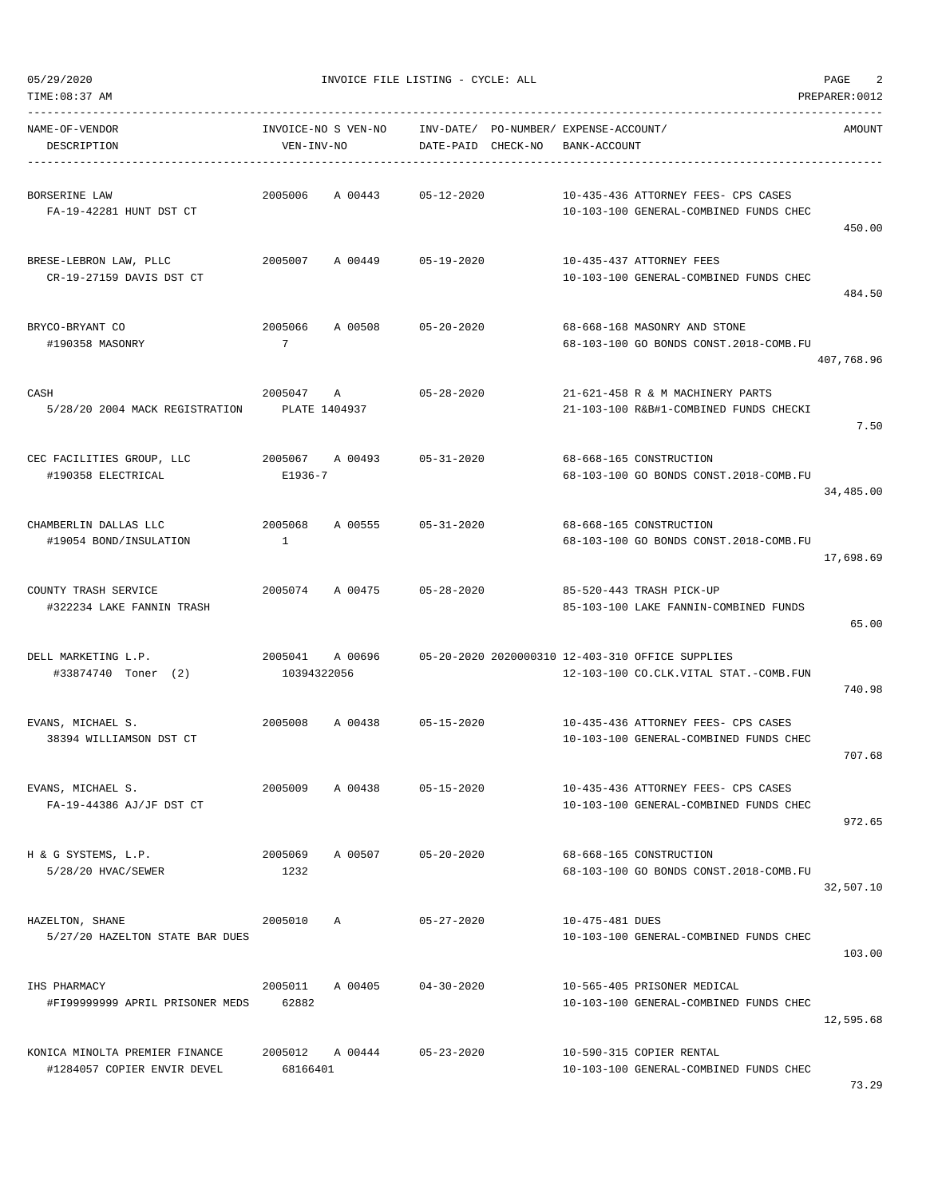05/29/2020 INVOICE FILE LISTING - CYCLE: ALL

TIME:08:37 AM PREPARER:0012

| NAME-OF-VENDOR / DESCRIPTION | INVOICE-NO S VEN-NO / VEN-INV-NO | INV-DATE/ DATE-PAID | PO-NUMBER/ CHECK-NO | EXPENSE-ACCOUNT/ BANK-ACCOUNT | AMOUNT |
|---|---|---|---|---|---|
| BORSERINE LAW<br>FA-19-42281 HUNT DST CT | 2005006 A 00443 | 05-12-2020 | | 10-435-436 ATTORNEY FEES- CPS CASES<br>10-103-100 GENERAL-COMBINED FUNDS CHEC | 450.00 |
| BRESE-LEBRON LAW, PLLC<br>CR-19-27159 DAVIS DST CT | 2005007 A 00449 | 05-19-2020 | | 10-435-437 ATTORNEY FEES<br>10-103-100 GENERAL-COMBINED FUNDS CHEC | 484.50 |
| BRYCO-BRYANT CO<br>#190358 MASONRY | 2005066 A 00508<br>7 | 05-20-2020 | | 68-668-168 MASONRY AND STONE<br>68-103-100 GO BONDS CONST.2018-COMB.FU | 407,768.96 |
| CASH<br>5/28/20 2004 MACK REGISTRATION | 2005047 A<br>PLATE 1404937 | 05-28-2020 | | 21-621-458 R & M MACHINERY PARTS<br>21-103-100 R&B#1-COMBINED FUNDS CHECKI | 7.50 |
| CEC FACILITIES GROUP, LLC<br>#190358 ELECTRICAL | 2005067 A 00493<br>E1936-7 | 05-31-2020 | | 68-668-165 CONSTRUCTION<br>68-103-100 GO BONDS CONST.2018-COMB.FU | 34,485.00 |
| CHAMBERLIN DALLAS LLC<br>#19054 BOND/INSULATION | 2005068 A 00555<br>1 | 05-31-2020 | | 68-668-165 CONSTRUCTION<br>68-103-100 GO BONDS CONST.2018-COMB.FU | 17,698.69 |
| COUNTY TRASH SERVICE<br>#322234 LAKE FANNIN TRASH | 2005074 A 00475 | 05-28-2020 | | 85-520-443 TRASH PICK-UP<br>85-103-100 LAKE FANNIN-COMBINED FUNDS | 65.00 |
| DELL MARKETING L.P.<br>#33874740 Toner (2) | 2005041 A 00696<br>10394322056 | 05-20-2020 | 2020000310 | 12-403-310 OFFICE SUPPLIES<br>12-103-100 CO.CLK.VITAL STAT.-COMB.FUN | 740.98 |
| EVANS, MICHAEL S.<br>38394 WILLIAMSON DST CT | 2005008 A 00438 | 05-15-2020 | | 10-435-436 ATTORNEY FEES- CPS CASES<br>10-103-100 GENERAL-COMBINED FUNDS CHEC | 707.68 |
| EVANS, MICHAEL S.<br>FA-19-44386 AJ/JF DST CT | 2005009 A 00438 | 05-15-2020 | | 10-435-436 ATTORNEY FEES- CPS CASES<br>10-103-100 GENERAL-COMBINED FUNDS CHEC | 972.65 |
| H & G SYSTEMS, L.P.<br>5/28/20 HVAC/SEWER | 2005069 A 00507<br>1232 | 05-20-2020 | | 68-668-165 CONSTRUCTION<br>68-103-100 GO BONDS CONST.2018-COMB.FU | 32,507.10 |
| HAZELTON, SHANE<br>5/27/20 HAZELTON STATE BAR DUES | 2005010 A | 05-27-2020 | | 10-475-481 DUES<br>10-103-100 GENERAL-COMBINED FUNDS CHEC | 103.00 |
| IHS PHARMACY<br>#FI99999999 APRIL PRISONER MEDS | 2005011 A 00405<br>62882 | 04-30-2020 | | 10-565-405 PRISONER MEDICAL<br>10-103-100 GENERAL-COMBINED FUNDS CHEC | 12,595.68 |
| KONICA MINOLTA PREMIER FINANCE<br>#1284057 COPIER ENVIR DEVEL | 2005012 A 00444<br>68166401 | 05-23-2020 | | 10-590-315 COPIER RENTAL<br>10-103-100 GENERAL-COMBINED FUNDS CHEC | 73.29 |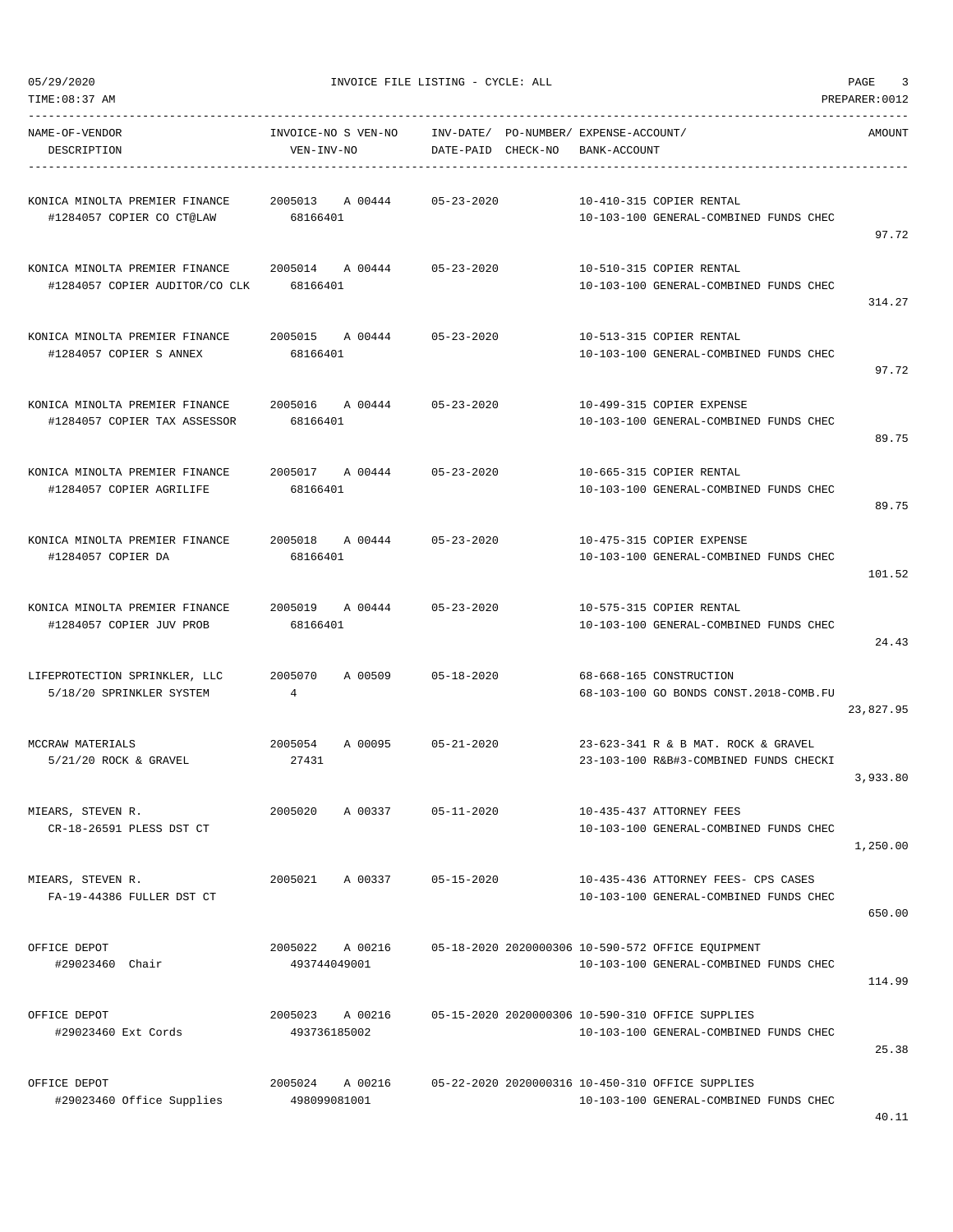05/29/2020 INVOICE FILE LISTING - CYCLE: ALL

TIME:08:37 AM PREPARER:0012

| NAME-OF-VENDOR<br>DESCRIPTION | INVOICE-NO S VEN-NO<br>VEN-INV-NO | INV-DATE/<br>DATE-PAID | PO-NUMBER/<br>CHECK-NO | EXPENSE-ACCOUNT/<br>BANK-ACCOUNT | AMOUNT |
|---|---|---|---|---|---|
| KONICA MINOLTA PREMIER FINANCE<br>#1284057 COPIER CO CT@LAW | 2005013 A 00444<br>68166401 | 05-23-2020 | | 10-410-315 COPIER RENTAL<br>10-103-100 GENERAL-COMBINED FUNDS CHEC | 97.72 |
| KONICA MINOLTA PREMIER FINANCE<br>#1284057 COPIER AUDITOR/CO CLK | 2005014 A 00444<br>68166401 | 05-23-2020 | | 10-510-315 COPIER RENTAL<br>10-103-100 GENERAL-COMBINED FUNDS CHEC | 314.27 |
| KONICA MINOLTA PREMIER FINANCE<br>#1284057 COPIER S ANNEX | 2005015 A 00444<br>68166401 | 05-23-2020 | | 10-513-315 COPIER RENTAL<br>10-103-100 GENERAL-COMBINED FUNDS CHEC | 97.72 |
| KONICA MINOLTA PREMIER FINANCE<br>#1284057 COPIER TAX ASSESSOR | 2005016 A 00444<br>68166401 | 05-23-2020 | | 10-499-315 COPIER EXPENSE<br>10-103-100 GENERAL-COMBINED FUNDS CHEC | 89.75 |
| KONICA MINOLTA PREMIER FINANCE<br>#1284057 COPIER AGRILIFE | 2005017 A 00444<br>68166401 | 05-23-2020 | | 10-665-315 COPIER RENTAL<br>10-103-100 GENERAL-COMBINED FUNDS CHEC | 89.75 |
| KONICA MINOLTA PREMIER FINANCE<br>#1284057 COPIER DA | 2005018 A 00444<br>68166401 | 05-23-2020 | | 10-475-315 COPIER EXPENSE<br>10-103-100 GENERAL-COMBINED FUNDS CHEC | 101.52 |
| KONICA MINOLTA PREMIER FINANCE<br>#1284057 COPIER JUV PROB | 2005019 A 00444<br>68166401 | 05-23-2020 | | 10-575-315 COPIER RENTAL<br>10-103-100 GENERAL-COMBINED FUNDS CHEC | 24.43 |
| LIFEPROTECTION SPRINKLER, LLC<br>5/18/20 SPRINKLER SYSTEM | 2005070 A 00509<br>4 | 05-18-2020 | | 68-668-165 CONSTRUCTION<br>68-103-100 GO BONDS CONST.2018-COMB.FU | 23,827.95 |
| MCCRAW MATERIALS<br>5/21/20 ROCK & GRAVEL | 2005054 A 00095<br>27431 | 05-21-2020 | | 23-623-341 R & B MAT. ROCK & GRAVEL<br>23-103-100 R&B#3-COMBINED FUNDS CHECKI | 3,933.80 |
| MIEARS, STEVEN R.<br>CR-18-26591 PLESS DST CT | 2005020 A 00337 | 05-11-2020 | | 10-435-437 ATTORNEY FEES<br>10-103-100 GENERAL-COMBINED FUNDS CHEC | 1,250.00 |
| MIEARS, STEVEN R.<br>FA-19-44386 FULLER DST CT | 2005021 A 00337 | 05-15-2020 | | 10-435-436 ATTORNEY FEES- CPS CASES<br>10-103-100 GENERAL-COMBINED FUNDS CHEC | 650.00 |
| OFFICE DEPOT<br>#29023460 Chair | 2005022 A 00216<br>493744049001 | 05-18-2020 | 2020000306 | 10-590-572 OFFICE EQUIPMENT<br>10-103-100 GENERAL-COMBINED FUNDS CHEC | 114.99 |
| OFFICE DEPOT<br>#29023460 Ext Cords | 2005023 A 00216<br>493736185002 | 05-15-2020 | 2020000306 | 10-590-310 OFFICE SUPPLIES<br>10-103-100 GENERAL-COMBINED FUNDS CHEC | 25.38 |
| OFFICE DEPOT<br>#29023460 Office Supplies | 2005024 A 00216<br>498099081001 | 05-22-2020 | 2020000316 | 10-450-310 OFFICE SUPPLIES<br>10-103-100 GENERAL-COMBINED FUNDS CHEC | 40.11 |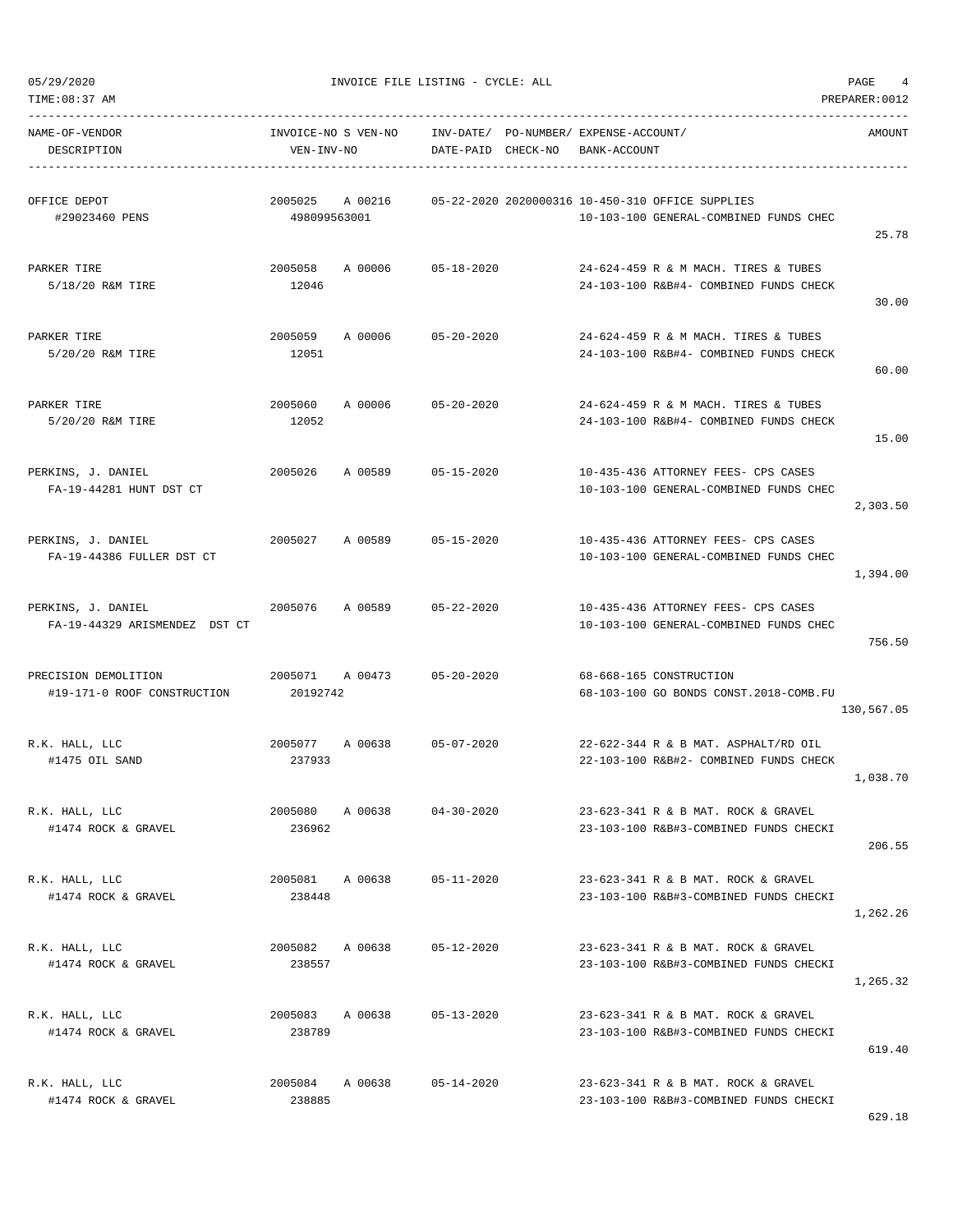05/29/2020 INVOICE FILE LISTING - CYCLE: ALL

TIME:08:37 AM PREPARER:0012

| NAME-OF-VENDOR DESCRIPTION | INVOICE-NO S VEN-NO VEN-INV-NO | INV-DATE/ DATE-PAID | PO-NUMBER/ CHECK-NO | EXPENSE-ACCOUNT/ BANK-ACCOUNT | AMOUNT |
|---|---|---|---|---|---|
| OFFICE DEPOT #29023460 PENS | 2005025 A 00216 498099563001 | 05-22-2020 | 2020000316 | 10-450-310 OFFICE SUPPLIES 10-103-100 GENERAL-COMBINED FUNDS CHEC | 25.78 |
| PARKER TIRE 5/18/20 R&M TIRE | 2005058 A 00006 12046 | 05-18-2020 | | 24-624-459 R & M MACH. TIRES & TUBES 24-103-100 R&B#4- COMBINED FUNDS CHECK | 30.00 |
| PARKER TIRE 5/20/20 R&M TIRE | 2005059 A 00006 12051 | 05-20-2020 | | 24-624-459 R & M MACH. TIRES & TUBES 24-103-100 R&B#4- COMBINED FUNDS CHECK | 60.00 |
| PARKER TIRE 5/20/20 R&M TIRE | 2005060 A 00006 12052 | 05-20-2020 | | 24-624-459 R & M MACH. TIRES & TUBES 24-103-100 R&B#4- COMBINED FUNDS CHECK | 15.00 |
| PERKINS, J. DANIEL FA-19-44281 HUNT DST CT | 2005026 A 00589 | 05-15-2020 | | 10-435-436 ATTORNEY FEES- CPS CASES 10-103-100 GENERAL-COMBINED FUNDS CHEC | 2,303.50 |
| PERKINS, J. DANIEL FA-19-44386 FULLER DST CT | 2005027 A 00589 | 05-15-2020 | | 10-435-436 ATTORNEY FEES- CPS CASES 10-103-100 GENERAL-COMBINED FUNDS CHEC | 1,394.00 |
| PERKINS, J. DANIEL FA-19-44329 ARISMENDEZ DST CT | 2005076 A 00589 | 05-22-2020 | | 10-435-436 ATTORNEY FEES- CPS CASES 10-103-100 GENERAL-COMBINED FUNDS CHEC | 756.50 |
| PRECISION DEMOLITION #19-171-0 ROOF CONSTRUCTION | 2005071 A 00473 20192742 | 05-20-2020 | | 68-668-165 CONSTRUCTION 68-103-100 GO BONDS CONST.2018-COMB.FU | 130,567.05 |
| R.K. HALL, LLC #1475 OIL SAND | 2005077 A 00638 237933 | 05-07-2020 | | 22-622-344 R & B MAT. ASPHALT/RD OIL 22-103-100 R&B#2- COMBINED FUNDS CHECK | 1,038.70 |
| R.K. HALL, LLC #1474 ROCK & GRAVEL | 2005080 A 00638 236962 | 04-30-2020 | | 23-623-341 R & B MAT. ROCK & GRAVEL 23-103-100 R&B#3-COMBINED FUNDS CHECKI | 206.55 |
| R.K. HALL, LLC #1474 ROCK & GRAVEL | 2005081 A 00638 238448 | 05-11-2020 | | 23-623-341 R & B MAT. ROCK & GRAVEL 23-103-100 R&B#3-COMBINED FUNDS CHECKI | 1,262.26 |
| R.K. HALL, LLC #1474 ROCK & GRAVEL | 2005082 A 00638 238557 | 05-12-2020 | | 23-623-341 R & B MAT. ROCK & GRAVEL 23-103-100 R&B#3-COMBINED FUNDS CHECKI | 1,265.32 |
| R.K. HALL, LLC #1474 ROCK & GRAVEL | 2005083 A 00638 238789 | 05-13-2020 | | 23-623-341 R & B MAT. ROCK & GRAVEL 23-103-100 R&B#3-COMBINED FUNDS CHECKI | 619.40 |
| R.K. HALL, LLC #1474 ROCK & GRAVEL | 2005084 A 00638 238885 | 05-14-2020 | | 23-623-341 R & B MAT. ROCK & GRAVEL 23-103-100 R&B#3-COMBINED FUNDS CHECKI | 629.18 |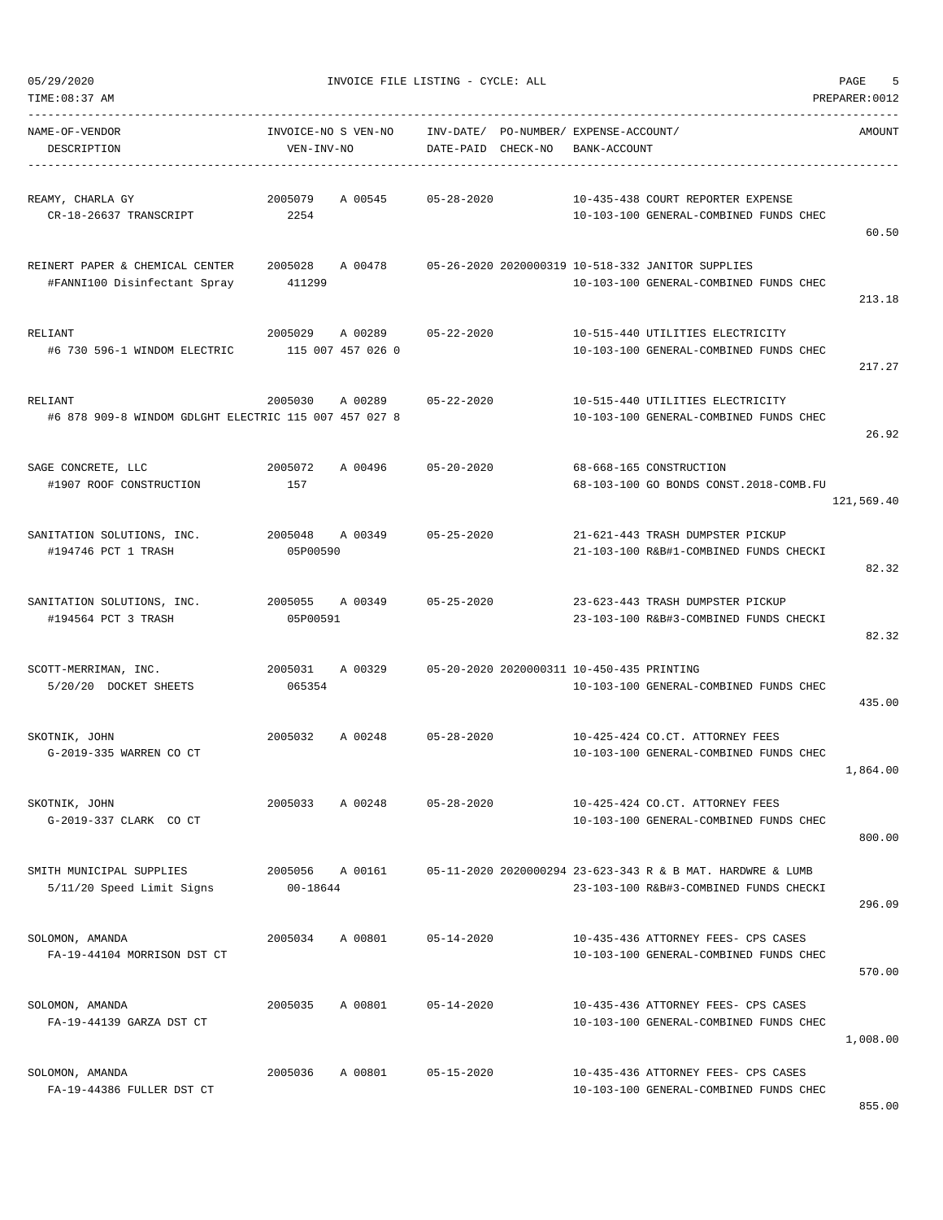INVOICE FILE LISTING - CYCLE: ALL

| NAME-OF-VENDOR / DESCRIPTION | INVOICE-NO / VEN-INV-NO | S VEN-NO | INV-DATE/ DATE-PAID | PO-NUMBER/ CHECK-NO | EXPENSE-ACCOUNT/ BANK-ACCOUNT | AMOUNT |
|---|---|---|---|---|---|---|
| REAMY, CHARLA GY<br>CR-18-26637 TRANSCRIPT | 2005079<br>2254 | A 00545 | 05-28-2020 | | 10-435-438 COURT REPORTER EXPENSE<br>10-103-100 GENERAL-COMBINED FUNDS CHEC | 60.50 |
| REINERT PAPER & CHEMICAL CENTER<br>#FANNI100 Disinfectant Spray | 2005028<br>411299 | A 00478 | 05-26-2020 | 2020000319 | 10-518-332 JANITOR SUPPLIES<br>10-103-100 GENERAL-COMBINED FUNDS CHEC | 213.18 |
| RELIANT<br>#6 730 596-1 WINDOM ELECTRIC | 2005029<br>115 007 457 026 0 | A 00289 | 05-22-2020 | | 10-515-440 UTILITIES ELECTRICITY<br>10-103-100 GENERAL-COMBINED FUNDS CHEC | 217.27 |
| RELIANT<br>#6 878 909-8 WINDOM GDLGHT ELECTRIC | 2005030<br>115 007 457 027 8 | A 00289 | 05-22-2020 | | 10-515-440 UTILITIES ELECTRICITY<br>10-103-100 GENERAL-COMBINED FUNDS CHEC | 26.92 |
| SAGE CONCRETE, LLC<br>#1907 ROOF CONSTRUCTION | 2005072<br>157 | A 00496 | 05-20-2020 | | 68-668-165 CONSTRUCTION<br>68-103-100 GO BONDS CONST.2018-COMB.FU | 121,569.40 |
| SANITATION SOLUTIONS, INC.<br>#194746 PCT 1 TRASH | 2005048<br>05P00590 | A 00349 | 05-25-2020 | | 21-621-443 TRASH DUMPSTER PICKUP<br>21-103-100 R&B#1-COMBINED FUNDS CHECKI | 82.32 |
| SANITATION SOLUTIONS, INC.<br>#194564 PCT 3 TRASH | 2005055<br>05P00591 | A 00349 | 05-25-2020 | | 23-623-443 TRASH DUMPSTER PICKUP<br>23-103-100 R&B#3-COMBINED FUNDS CHECKI | 82.32 |
| SCOTT-MERRIMAN, INC.<br>5/20/20 DOCKET SHEETS | 2005031<br>065354 | A 00329 | 05-20-2020 | 2020000311 | 10-450-435 PRINTING<br>10-103-100 GENERAL-COMBINED FUNDS CHEC | 435.00 |
| SKOTNIK, JOHN<br>G-2019-335 WARREN CO CT | 2005032 | A 00248 | 05-28-2020 | | 10-425-424 CO.CT. ATTORNEY FEES<br>10-103-100 GENERAL-COMBINED FUNDS CHEC | 1,864.00 |
| SKOTNIK, JOHN<br>G-2019-337 CLARK CO CT | 2005033 | A 00248 | 05-28-2020 | | 10-425-424 CO.CT. ATTORNEY FEES<br>10-103-100 GENERAL-COMBINED FUNDS CHEC | 800.00 |
| SMITH MUNICIPAL SUPPLIES<br>5/11/20 Speed Limit Signs | 2005056<br>00-18644 | A 00161 | 05-11-2020 | 2020000294 | 23-623-343 R & B MAT. HARDWRE & LUMB<br>23-103-100 R&B#3-COMBINED FUNDS CHECKI | 296.09 |
| SOLOMON, AMANDA<br>FA-19-44104 MORRISON DST CT | 2005034 | A 00801 | 05-14-2020 | | 10-435-436 ATTORNEY FEES- CPS CASES<br>10-103-100 GENERAL-COMBINED FUNDS CHEC | 570.00 |
| SOLOMON, AMANDA<br>FA-19-44139 GARZA DST CT | 2005035 | A 00801 | 05-14-2020 | | 10-435-436 ATTORNEY FEES- CPS CASES<br>10-103-100 GENERAL-COMBINED FUNDS CHEC | 1,008.00 |
| SOLOMON, AMANDA<br>FA-19-44386 FULLER DST CT | 2005036 | A 00801 | 05-15-2020 | | 10-435-436 ATTORNEY FEES- CPS CASES<br>10-103-100 GENERAL-COMBINED FUNDS CHEC | 855.00 |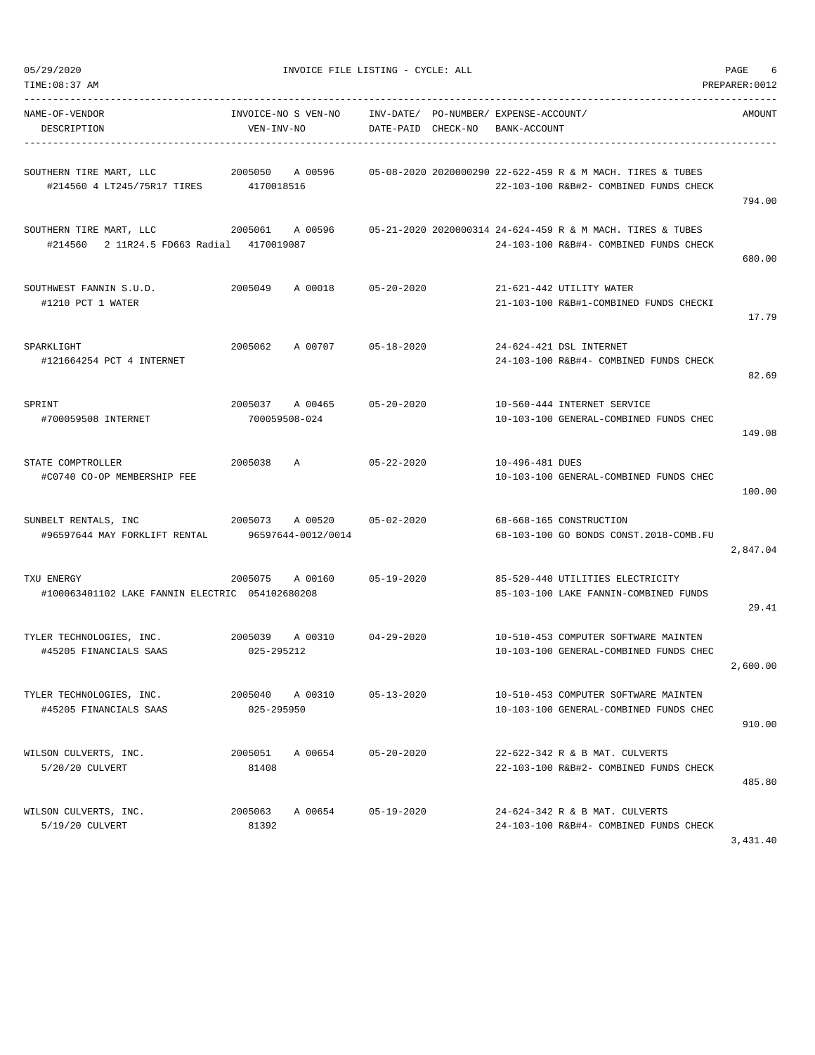05/29/2020 INVOICE FILE LISTING - CYCLE: ALL

TIME:08:37 AM PREPARER:0012

| NAME-OF-VENDOR<br>DESCRIPTION | INVOICE-NO S VEN-NO<br>VEN-INV-NO | INV-DATE/<br>DATE-PAID | PO-NUMBER/<br>CHECK-NO | EXPENSE-ACCOUNT/<br>BANK-ACCOUNT | AMOUNT |
|---|---|---|---|---|---|
| SOUTHERN TIRE MART, LLC<br>#214560 4 LT245/75R17 TIRES | 2005050 A 00596<br>4170018516 | 05-08-2020 | 2020000290 | 22-622-459 R & M MACH. TIRES & TUBES<br>22-103-100 R&B#2- COMBINED FUNDS CHECK | 794.00 |
| SOUTHERN TIRE MART, LLC<br>#214560 2 11R24.5 FD663 Radial | 2005061 A 00596<br>4170019087 | 05-21-2020 | 2020000314 | 24-624-459 R & M MACH. TIRES & TUBES<br>24-103-100 R&B#4- COMBINED FUNDS CHECK | 680.00 |
| SOUTHWEST FANNIN S.U.D.<br>#1210 PCT 1 WATER | 2005049 A 00018 | 05-20-2020 | | 21-621-442 UTILITY WATER<br>21-103-100 R&B#1-COMBINED FUNDS CHECKI | 17.79 |
| SPARKLIGHT<br>#121664254 PCT 4 INTERNET | 2005062 A 00707 | 05-18-2020 | | 24-624-421 DSL INTERNET<br>24-103-100 R&B#4- COMBINED FUNDS CHECK | 82.69 |
| SPRINT<br>#700059508 INTERNET | 2005037 A 00465<br>700059508-024 | 05-20-2020 | | 10-560-444 INTERNET SERVICE<br>10-103-100 GENERAL-COMBINED FUNDS CHEC | 149.08 |
| STATE COMPTROLLER<br>#C0740 CO-OP MEMBERSHIP FEE | 2005038 A | 05-22-2020 | | 10-496-481 DUES<br>10-103-100 GENERAL-COMBINED FUNDS CHEC | 100.00 |
| SUNBELT RENTALS, INC<br>#96597644 MAY FORKLIFT RENTAL | 2005073 A 00520<br>96597644-0012/0014 | 05-02-2020 | | 68-668-165 CONSTRUCTION<br>68-103-100 GO BONDS CONST.2018-COMB.FU | 2,847.04 |
| TXU ENERGY<br>#100063401102 LAKE FANNIN ELECTRIC | 2005075 A 00160<br>054102680208 | 05-19-2020 | | 85-520-440 UTILITIES ELECTRICITY<br>85-103-100 LAKE FANNIN-COMBINED FUNDS | 29.41 |
| TYLER TECHNOLOGIES, INC.<br>#45205 FINANCIALS SAAS | 2005039 A 00310<br>025-295212 | 04-29-2020 | | 10-510-453 COMPUTER SOFTWARE MAINTEN<br>10-103-100 GENERAL-COMBINED FUNDS CHEC | 2,600.00 |
| TYLER TECHNOLOGIES, INC.<br>#45205 FINANCIALS SAAS | 2005040 A 00310<br>025-295950 | 05-13-2020 | | 10-510-453 COMPUTER SOFTWARE MAINTEN<br>10-103-100 GENERAL-COMBINED FUNDS CHEC | 910.00 |
| WILSON CULVERTS, INC.<br>5/20/20 CULVERT | 2005051 A 00654<br>81408 | 05-20-2020 | | 22-622-342 R & B MAT. CULVERTS<br>22-103-100 R&B#2- COMBINED FUNDS CHECK | 485.80 |
| WILSON CULVERTS, INC.<br>5/19/20 CULVERT | 2005063 A 00654<br>81392 | 05-19-2020 | | 24-624-342 R & B MAT. CULVERTS<br>24-103-100 R&B#4- COMBINED FUNDS CHECK | 3,431.40 |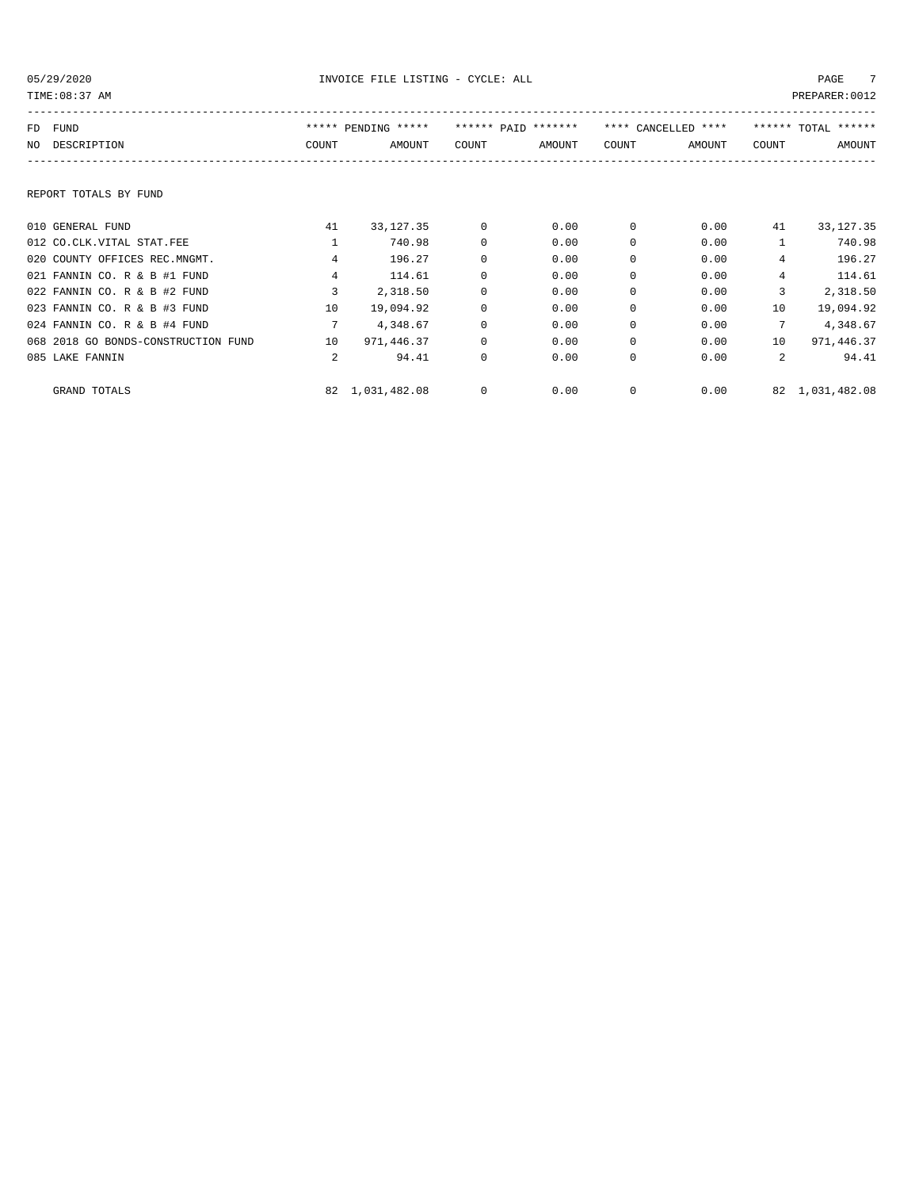05/29/2020 INVOICE FILE LISTING - CYCLE: ALL

TIME:08:37 AM PREPARER:0012

| FD NO | FUND DESCRIPTION | ***** PENDING ***** COUNT | AMOUNT | ****** PAID ******* COUNT | AMOUNT | **** CANCELLED **** COUNT | AMOUNT | ****** TOTAL ****** COUNT | AMOUNT |
|---|---|---|---|---|---|---|---|---|---|
| | REPORT TOTALS BY FUND | | | | | | | | |
| 010 | GENERAL FUND | 41 | 33,127.35 | 0 | 0.00 | 0 | 0.00 | 41 | 33,127.35 |
| 012 | CO.CLK.VITAL STAT.FEE | 1 | 740.98 | 0 | 0.00 | 0 | 0.00 | 1 | 740.98 |
| 020 | COUNTY OFFICES REC.MNGMT. | 4 | 196.27 | 0 | 0.00 | 0 | 0.00 | 4 | 196.27 |
| 021 | FANNIN CO. R & B #1 FUND | 4 | 114.61 | 0 | 0.00 | 0 | 0.00 | 4 | 114.61 |
| 022 | FANNIN CO. R & B #2 FUND | 3 | 2,318.50 | 0 | 0.00 | 0 | 0.00 | 3 | 2,318.50 |
| 023 | FANNIN CO. R & B #3 FUND | 10 | 19,094.92 | 0 | 0.00 | 0 | 0.00 | 10 | 19,094.92 |
| 024 | FANNIN CO. R & B #4 FUND | 7 | 4,348.67 | 0 | 0.00 | 0 | 0.00 | 7 | 4,348.67 |
| 068 | 2018 GO BONDS-CONSTRUCTION FUND | 10 | 971,446.37 | 0 | 0.00 | 0 | 0.00 | 10 | 971,446.37 |
| 085 | LAKE FANNIN | 2 | 94.41 | 0 | 0.00 | 0 | 0.00 | 2 | 94.41 |
| | GRAND TOTALS | 82 | 1,031,482.08 | 0 | 0.00 | 0 | 0.00 | 82 | 1,031,482.08 |